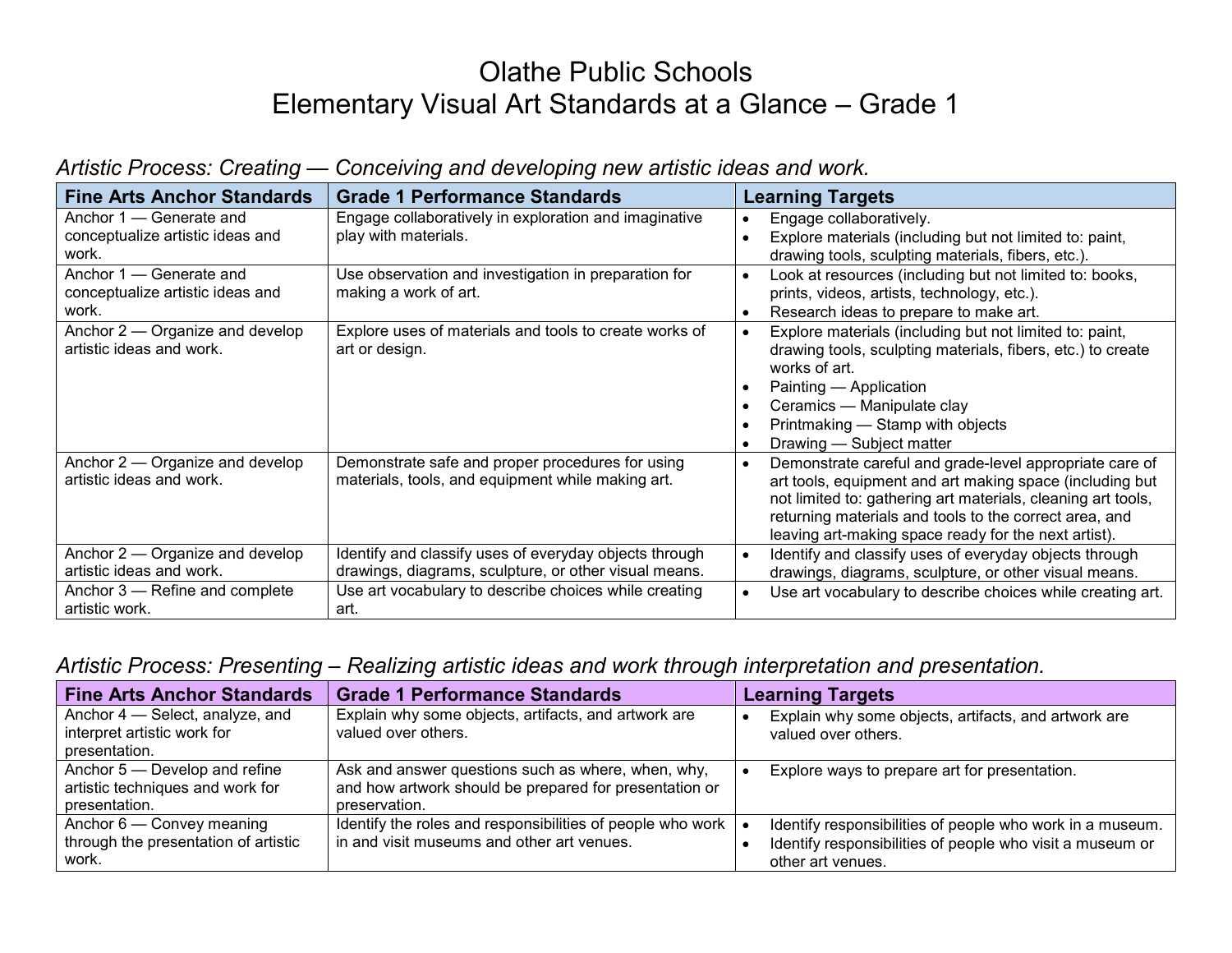# Olathe Public Schools
# Elementary Visual Art Standards at a Glance – Grade 1

## *Artistic Process: Creating — Conceiving and developing new artistic ideas and work.*

| Fine Arts Anchor Standards | Grade 1 Performance Standards | Learning Targets |
| --- | --- | --- |
| Anchor 1 — Generate and conceptualize artistic ideas and work. | Engage collaboratively in exploration and imaginative play with materials. | • Engage collaboratively.<br>• Explore materials (including but not limited to: paint, drawing tools, sculpting materials, fibers, etc.). |
| Anchor 1 — Generate and conceptualize artistic ideas and work. | Use observation and investigation in preparation for making a work of art. | • Look at resources (including but not limited to: books, prints, videos, artists, technology, etc.).<br>• Research ideas to prepare to make art. |
| Anchor 2 — Organize and develop artistic ideas and work. | Explore uses of materials and tools to create works of art or design. | • Explore materials (including but not limited to: paint, drawing tools, sculpting materials, fibers, etc.) to create works of art.<br>• Painting — Application<br>• Ceramics — Manipulate clay<br>• Printmaking — Stamp with objects<br>• Drawing — Subject matter |
| Anchor 2 — Organize and develop artistic ideas and work. | Demonstrate safe and proper procedures for using materials, tools, and equipment while making art. | • Demonstrate careful and grade-level appropriate care of art tools, equipment and art making space (including but not limited to: gathering art materials, cleaning art tools, returning materials and tools to the correct area, and leaving art-making space ready for the next artist). |
| Anchor 2 — Organize and develop artistic ideas and work. | Identify and classify uses of everyday objects through drawings, diagrams, sculpture, or other visual means. | • Identify and classify uses of everyday objects through drawings, diagrams, sculpture, or other visual means. |
| Anchor 3 — Refine and complete artistic work. | Use art vocabulary to describe choices while creating art. | • Use art vocabulary to describe choices while creating art. |

## *Artistic Process: Presenting – Realizing artistic ideas and work through interpretation and presentation.*

| Fine Arts Anchor Standards | Grade 1 Performance Standards | Learning Targets |
| --- | --- | --- |
| Anchor 4 — Select, analyze, and interpret artistic work for presentation. | Explain why some objects, artifacts, and artwork are valued over others. | • Explain why some objects, artifacts, and artwork are valued over others. |
| Anchor 5 — Develop and refine artistic techniques and work for presentation. | Ask and answer questions such as where, when, why, and how artwork should be prepared for presentation or preservation. | • Explore ways to prepare art for presentation. |
| Anchor 6 — Convey meaning through the presentation of artistic work. | Identify the roles and responsibilities of people who work in and visit museums and other art venues. | • Identify responsibilities of people who work in a museum.<br>• Identify responsibilities of people who visit a museum or other art venues. |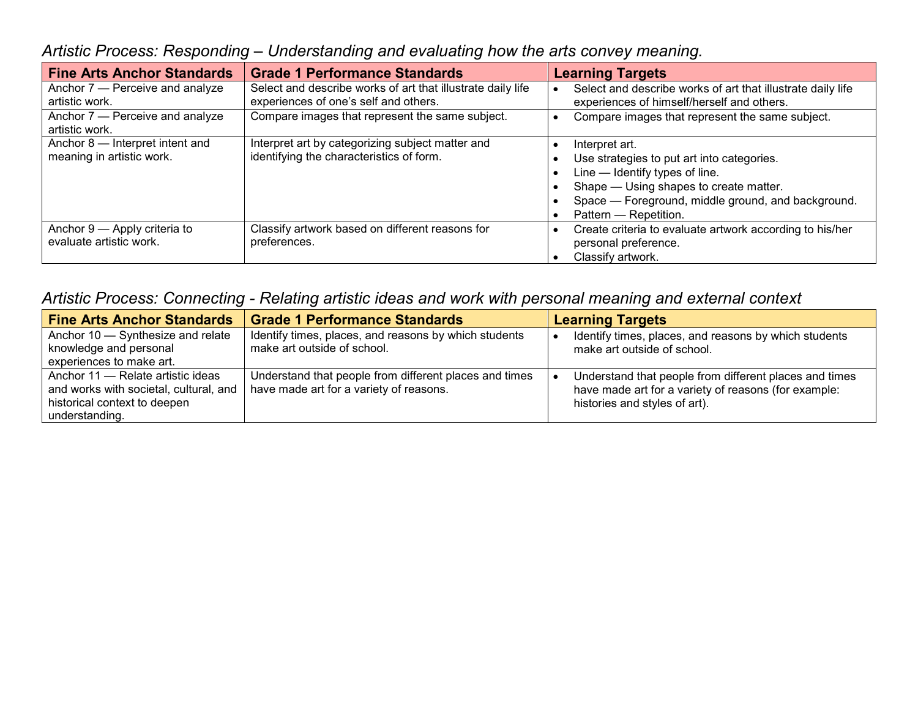*Artistic Process: Responding – Understanding and evaluating how the arts convey meaning.*

| Fine Arts Anchor Standards | Grade 1 Performance Standards | Learning Targets |
|---|---|---|
| Anchor 7 — Perceive and analyze artistic work. | Select and describe works of art that illustrate daily life experiences of one's self and others. | • Select and describe works of art that illustrate daily life experiences of himself/herself and others. |
| Anchor 7 — Perceive and analyze artistic work. | Compare images that represent the same subject. | • Compare images that represent the same subject. |
| Anchor 8 — Interpret intent and meaning in artistic work. | Interpret art by categorizing subject matter and identifying the characteristics of form. | • Interpret art. <br> • Use strategies to put art into categories. <br> • Line — Identify types of line. <br> • Shape — Using shapes to create matter. <br> • Space — Foreground, middle ground, and background. <br> • Pattern — Repetition. |
| Anchor 9 — Apply criteria to evaluate artistic work. | Classify artwork based on different reasons for preferences. | • Create criteria to evaluate artwork according to his/her personal preference. <br> • Classify artwork. |

*Artistic Process: Connecting - Relating artistic ideas and work with personal meaning and external context*

| Fine Arts Anchor Standards | Grade 1 Performance Standards | Learning Targets |
|---|---|---|
| Anchor 10 — Synthesize and relate knowledge and personal experiences to make art. | Identify times, places, and reasons by which students make art outside of school. | • Identify times, places, and reasons by which students make art outside of school. |
| Anchor 11 — Relate artistic ideas and works with societal, cultural, and historical context to deepen understanding. | Understand that people from different places and times have made art for a variety of reasons. | • Understand that people from different places and times have made art for a variety of reasons (for example: histories and styles of art). |